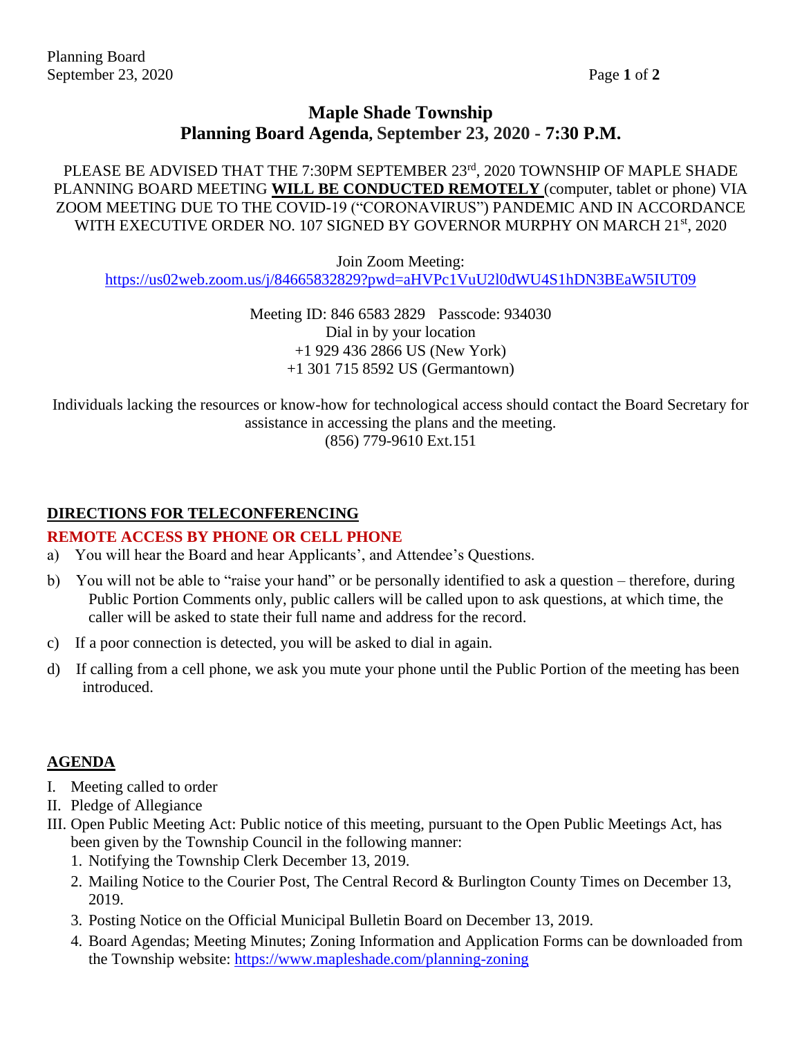# Maple Shade Township
## Planning Board Agenda, September 23, 2020 - 7:30 P.M.

PLEASE BE ADVISED THAT THE 7:30PM SEPTEMBER 23rd, 2020 TOWNSHIP OF MAPLE SHADE PLANNING BOARD MEETING **WILL BE CONDUCTED REMOTELY** (computer, tablet or phone) VIA ZOOM MEETING DUE TO THE COVID-19 ("CORONAVIRUS") PANDEMIC AND IN ACCORDANCE WITH EXECUTIVE ORDER NO. 107 SIGNED BY GOVERNOR MURPHY ON MARCH 21st, 2020

Join Zoom Meeting:
https://us02web.zoom.us/j/84665832829?pwd=aHVPc1VuU2l0dWU4S1hDN3BEaW5IUT09

Meeting ID: 846 6583 2829 Passcode: 934030
Dial in by your location
+1 929 436 2866 US (New York)
+1 301 715 8592 US (Germantown)

Individuals lacking the resources or know-how for technological access should contact the Board Secretary for assistance in accessing the plans and the meeting.
(856) 779-9610 Ext.151

## DIRECTIONS FOR TELECONFERENCING

### REMOTE ACCESS BY PHONE OR CELL PHONE

a) You will hear the Board and hear Applicants', and Attendee's Questions.

b) You will not be able to "raise your hand" or be personally identified to ask a question – therefore, during Public Portion Comments only, public callers will be called upon to ask questions, at which time, the caller will be asked to state their full name and address for the record.

c) If a poor connection is detected, you will be asked to dial in again.

d) If calling from a cell phone, we ask you mute your phone until the Public Portion of the meeting has been introduced.

## AGENDA

I. Meeting called to order
II. Pledge of Allegiance
III. Open Public Meeting Act: Public notice of this meeting, pursuant to the Open Public Meetings Act, has been given by the Township Council in the following manner:
   1. Notifying the Township Clerk December 13, 2019.
   2. Mailing Notice to the Courier Post, The Central Record & Burlington County Times on December 13, 2019.
   3. Posting Notice on the Official Municipal Bulletin Board on December 13, 2019.
   4. Board Agendas; Meeting Minutes; Zoning Information and Application Forms can be downloaded from the Township website: https://www.mapleshade.com/planning-zoning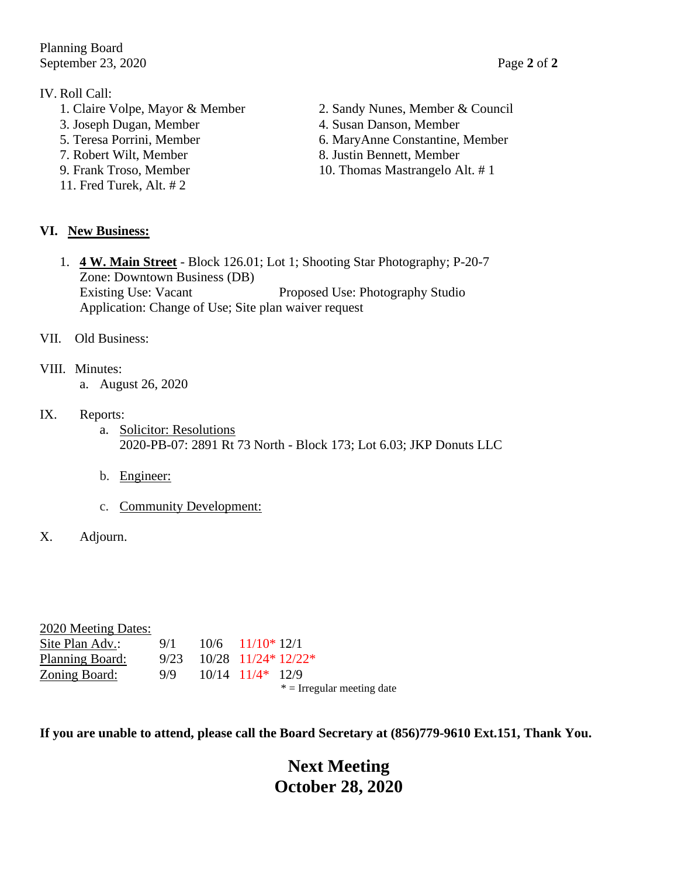IV. Roll Call:

1. Claire Volpe, Mayor & Member
2. Sandy Nunes, Member & Council
3. Joseph Dugan, Member
4. Susan Danson, Member
5. Teresa Porrini, Member
6. MaryAnne Constantine, Member
7. Robert Wilt, Member
8. Justin Bennett, Member
9. Frank Troso, Member
10. Thomas Mastrangelo Alt. # 1
11. Fred Turek, Alt. # 2

## VI. New Business:

1. **4 W. Main Street** - Block 126.01; Lot 1; Shooting Star Photography; P-20-7
   Zone: Downtown Business (DB)
   Existing Use: Vacant Proposed Use: Photography Studio
   Application: Change of Use; Site plan waiver request

VII. Old Business:

VIII. Minutes:

a. August 26, 2020

IX. Reports:

a. Solicitor: Resolutions
   2020-PB-07: 2891 Rt 73 North - Block 173; Lot 6.03; JKP Donuts LLC

b. Engineer:

c. Community Development:

X. Adjourn.

2020 Meeting Dates:

| | | | | |
|---|---|---|---|---|
| Site Plan Adv.: | 9/1 | 10/6 | 11/10* | 12/1 |
| Planning Board: | 9/23 | 10/28 | 11/24* | 12/22* |
| Zoning Board: | 9/9 | 10/14 | 11/4* | 12/9 |

* = Irregular meeting date

**If you are unable to attend, please call the Board Secretary at (856)779-9610 Ext.151, Thank You.**

**Next Meeting**
**October 28, 2020**